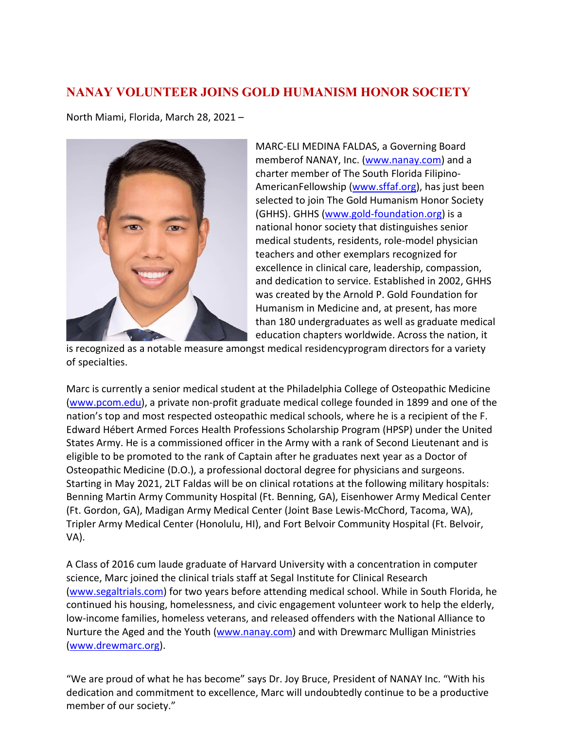# NANAY VOLUNTEER JOINS GOLD HUMANISM HONOR SOCIETY

North Miami, Florida, March 28, 2021 –

MARC-ELI MEDINA FALDAS, a Governing Board memberof NANAY, Inc. (www.nanay.com) and a charter member of The South Florida Filipino-AmericanFellowship (www.sffaf.org), has just been selected to join The Gold Humanism Honor Society (GHHS). GHHS (www.gold-foundation.org) is a national honor society that distinguishes senior medical students, residents, role-model physician teachers and other exemplars recognized for excellence in clinical care, leadership, compassion, and dedication to service. Established in 2002, GHHS was created by the Arnold P. Gold Foundation for Humanism in Medicine and, at present, has more than 180 undergraduates as well as graduate medical education chapters worldwide. Across the nation, it is recognized as a notable measure amongst medical residencyprogram directors for a variety of specialties.

Marc is currently a senior medical student at the Philadelphia College of Osteopathic Medicine (www.pcom.edu), a private non-profit graduate medical college founded in 1899 and one of the nation's top and most respected osteopathic medical schools, where he is a recipient of the F. Edward Hébert Armed Forces Health Professions Scholarship Program (HPSP) under the United States Army. He is a commissioned officer in the Army with a rank of Second Lieutenant and is eligible to be promoted to the rank of Captain after he graduates next year as a Doctor of Osteopathic Medicine (D.O.), a professional doctoral degree for physicians and surgeons. Starting in May 2021, 2LT Faldas will be on clinical rotations at the following military hospitals: Benning Martin Army Community Hospital (Ft. Benning, GA), Eisenhower Army Medical Center (Ft. Gordon, GA), Madigan Army Medical Center (Joint Base Lewis-McChord, Tacoma, WA), Tripler Army Medical Center (Honolulu, HI), and Fort Belvoir Community Hospital (Ft. Belvoir, VA).

A Class of 2016 cum laude graduate of Harvard University with a concentration in computer science, Marc joined the clinical trials staff at Segal Institute for Clinical Research (www.segaltrials.com) for two years before attending medical school. While in South Florida, he continued his housing, homelessness, and civic engagement volunteer work to help the elderly, low-income families, homeless veterans, and released offenders with the National Alliance to Nurture the Aged and the Youth (www.nanay.com) and with Drewmarc Mulligan Ministries (www.drewmarc.org).

"We are proud of what he has become" says Dr. Joy Bruce, President of NANAY Inc. "With his dedication and commitment to excellence, Marc will undoubtedly continue to be a productive member of our society."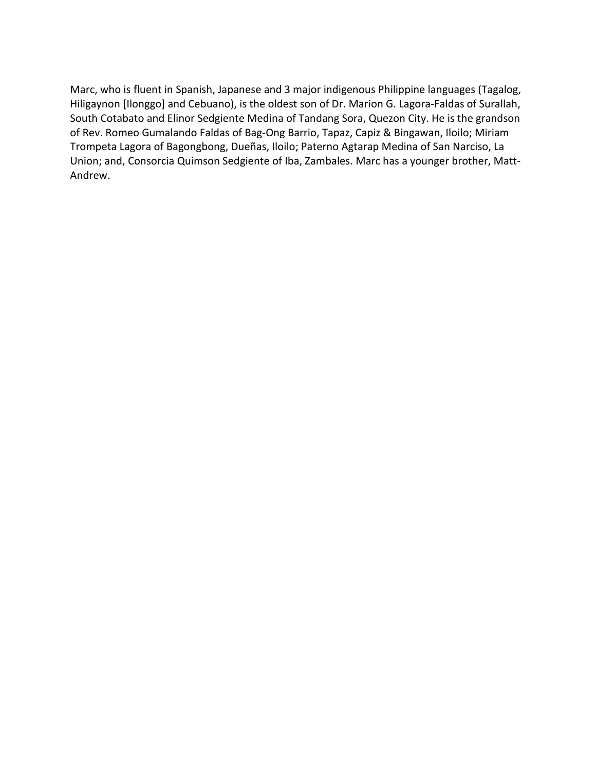Marc, who is fluent in Spanish, Japanese and 3 major indigenous Philippine languages (Tagalog, Hiligaynon [Ilonggo] and Cebuano), is the oldest son of Dr. Marion G. Lagora-Faldas of Surallah, South Cotabato and Elinor Sedgiente Medina of Tandang Sora, Quezon City. He is the grandson of Rev. Romeo Gumalando Faldas of Bag-Ong Barrio, Tapaz, Capiz & Bingawan, Iloilo; Miriam Trompeta Lagora of Bagongbong, Dueñas, Iloilo; Paterno Agtarap Medina of San Narciso, La Union; and, Consorcia Quimson Sedgiente of Iba, Zambales. Marc has a younger brother, Matt-Andrew.